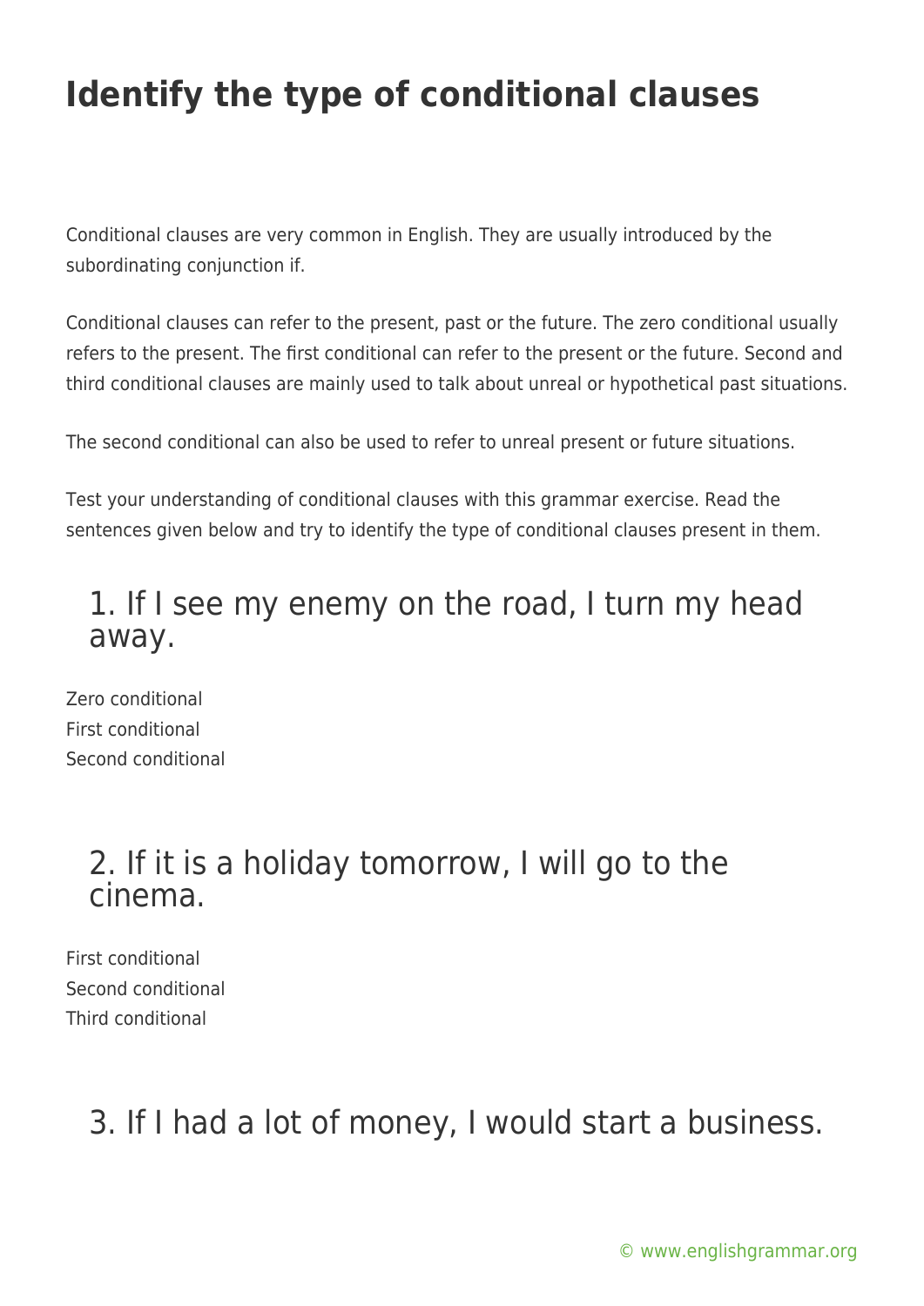# Identify the type of conditional clauses

Conditional clauses are very common in English. They are usually introduced by the subordinating conjunction if.

Conditional clauses can refer to the present, past or the future. The zero conditional usually refers to the present. The first conditional can refer to the present or the future. Second and third conditional clauses are mainly used to talk about unreal or hypothetical past situations.

The second conditional can also be used to refer to unreal present or future situations.

Test your understanding of conditional clauses with this grammar exercise. Read the sentences given below and try to identify the type of conditional clauses present in them.

## 1. If I see my enemy on the road, I turn my head away.

Zero conditional
First conditional
Second conditional

## 2. If it is a holiday tomorrow, I will go to the cinema.

First conditional
Second conditional
Third conditional

## 3. If I had a lot of money, I would start a business.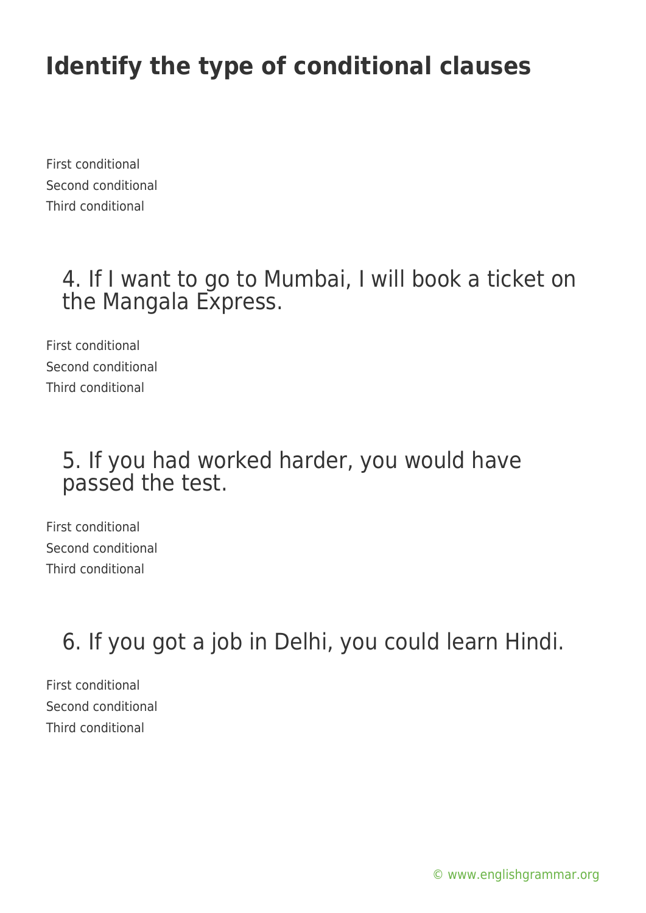# Identify the type of conditional clauses

First conditional
Second conditional
Third conditional

## 4. If I want to go to Mumbai, I will book a ticket on the Mangala Express.

First conditional
Second conditional
Third conditional

## 5. If you had worked harder, you would have passed the test.

First conditional
Second conditional
Third conditional

## 6. If you got a job in Delhi, you could learn Hindi.

First conditional
Second conditional
Third conditional

© www.englishgrammar.org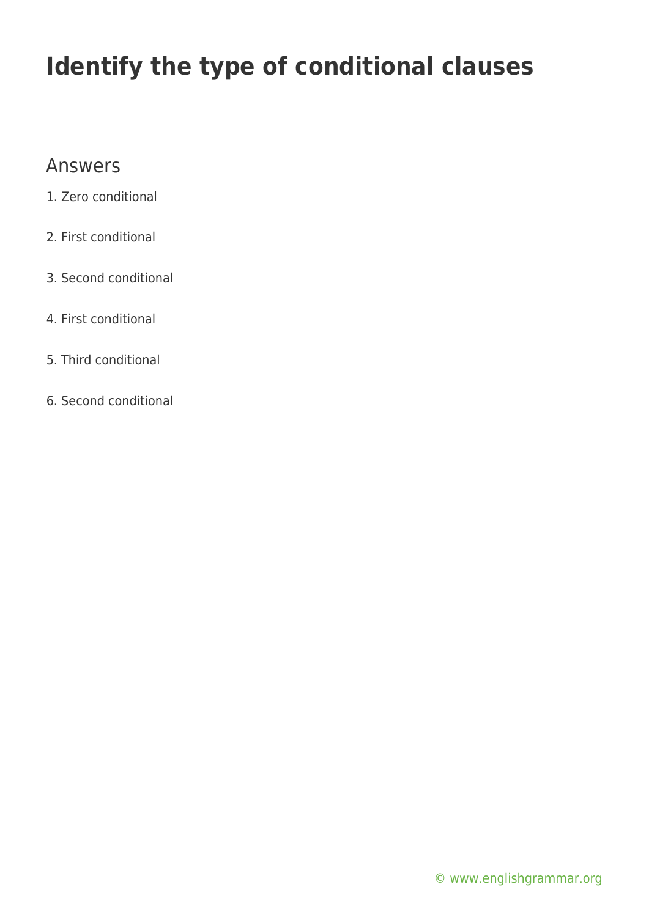# Identify the type of conditional clauses

## Answers

1. Zero conditional
2. First conditional
3. Second conditional
4. First conditional
5. Third conditional
6. Second conditional